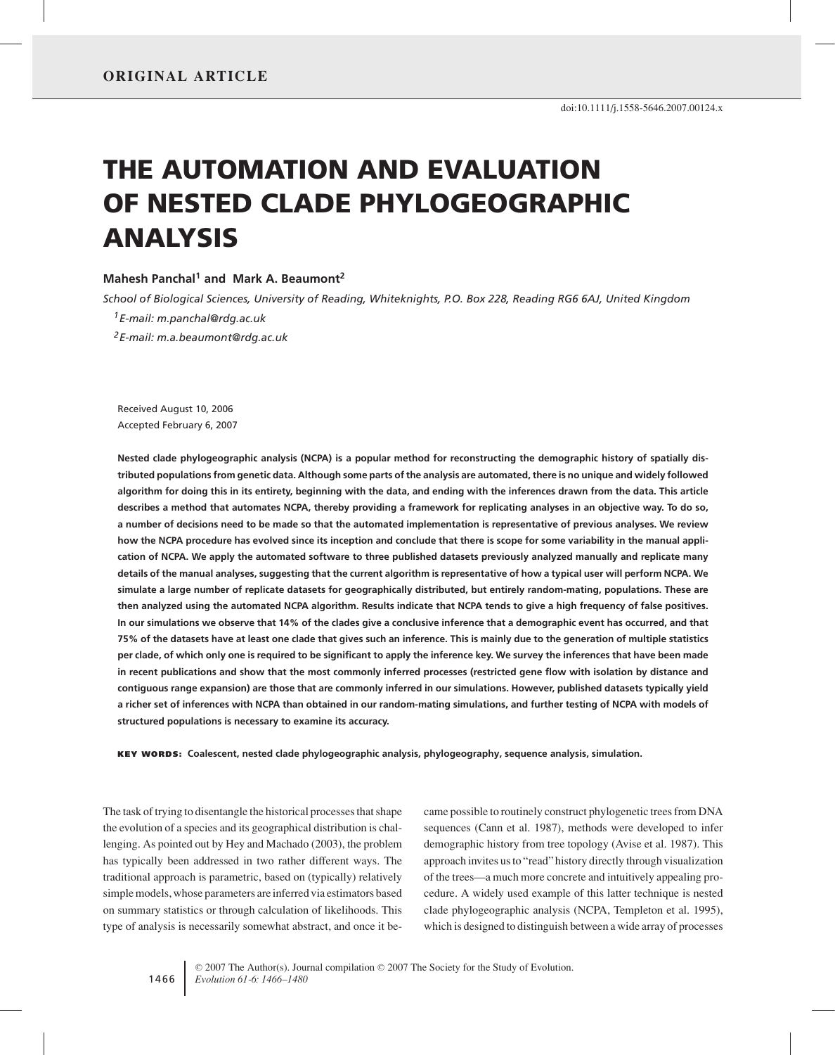ORIGINAL ARTICLE

doi:10.1111/j.1558-5646.2007.00124.x

# THE AUTOMATION AND EVALUATION OF NESTED CLADE PHYLOGEOGRAPHIC ANALYSIS

**Mahesh Panchal[1] and Mark A. Beaumont[2]**

*School of Biological Sciences, University of Reading, Whiteknights, P.O. Box 228, Reading RG6 6AJ, United Kingdom*

*[1]E-mail: m.panchal@rdg.ac.uk*

*[2]E-mail: m.a.beaumont@rdg.ac.uk*

Received August 10, 2006
Accepted February 6, 2007

**Nested clade phylogeographic analysis (NCPA) is a popular method for reconstructing the demographic history of spatially distributed populations from genetic data. Although some parts of the analysis are automated, there is no unique and widely followed algorithm for doing this in its entirety, beginning with the data, and ending with the inferences drawn from the data. This article describes a method that automates NCPA, thereby providing a framework for replicating analyses in an objective way. To do so, a number of decisions need to be made so that the automated implementation is representative of previous analyses. We review how the NCPA procedure has evolved since its inception and conclude that there is scope for some variability in the manual application of NCPA. We apply the automated software to three published datasets previously analyzed manually and replicate many details of the manual analyses, suggesting that the current algorithm is representative of how a typical user will perform NCPA. We simulate a large number of replicate datasets for geographically distributed, but entirely random-mating, populations. These are then analyzed using the automated NCPA algorithm. Results indicate that NCPA tends to give a high frequency of false positives. In our simulations we observe that 14% of the clades give a conclusive inference that a demographic event has occurred, and that 75% of the datasets have at least one clade that gives such an inference. This is mainly due to the generation of multiple statistics per clade, of which only one is required to be significant to apply the inference key. We survey the inferences that have been made in recent publications and show that the most commonly inferred processes (restricted gene flow with isolation by distance and contiguous range expansion) are those that are commonly inferred in our simulations. However, published datasets typically yield a richer set of inferences with NCPA than obtained in our random-mating simulations, and further testing of NCPA with models of structured populations is necessary to examine its accuracy.**

**KEY WORDS:** Coalescent, nested clade phylogeographic analysis, phylogeography, sequence analysis, simulation.

The task of trying to disentangle the historical processes that shape the evolution of a species and its geographical distribution is challenging. As pointed out by Hey and Machado (2003), the problem has typically been addressed in two rather different ways. The traditional approach is parametric, based on (typically) relatively simple models, whose parameters are inferred via estimators based on summary statistics or through calculation of likelihoods. This type of analysis is necessarily somewhat abstract, and once it became possible to routinely construct phylogenetic trees from DNA sequences (Cann et al. 1987), methods were developed to infer demographic history from tree topology (Avise et al. 1987). This approach invites us to "read" history directly through visualization of the trees—a much more concrete and intuitively appealing procedure. A widely used example of this latter technique is nested clade phylogeographic analysis (NCPA, Templeton et al. 1995), which is designed to distinguish between a wide array of processes

© 2007 The Author(s). Journal compilation © 2007 The Society for the Study of Evolution.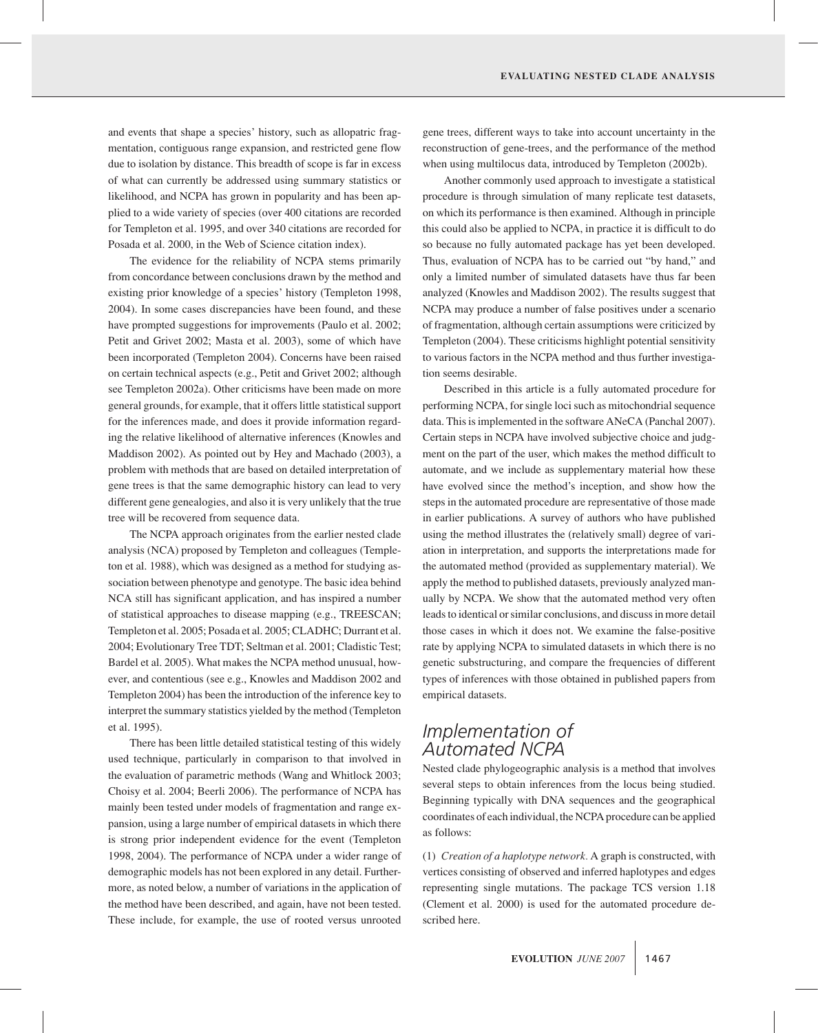and events that shape a species' history, such as allopatric fragmentation, contiguous range expansion, and restricted gene flow due to isolation by distance. This breadth of scope is far in excess of what can currently be addressed using summary statistics or likelihood, and NCPA has grown in popularity and has been applied to a wide variety of species (over 400 citations are recorded for Templeton et al. 1995, and over 340 citations are recorded for Posada et al. 2000, in the Web of Science citation index).

The evidence for the reliability of NCPA stems primarily from concordance between conclusions drawn by the method and existing prior knowledge of a species' history (Templeton 1998, 2004). In some cases discrepancies have been found, and these have prompted suggestions for improvements (Paulo et al. 2002; Petit and Grivet 2002; Masta et al. 2003), some of which have been incorporated (Templeton 2004). Concerns have been raised on certain technical aspects (e.g., Petit and Grivet 2002; although see Templeton 2002a). Other criticisms have been made on more general grounds, for example, that it offers little statistical support for the inferences made, and does it provide information regarding the relative likelihood of alternative inferences (Knowles and Maddison 2002). As pointed out by Hey and Machado (2003), a problem with methods that are based on detailed interpretation of gene trees is that the same demographic history can lead to very different gene genealogies, and also it is very unlikely that the true tree will be recovered from sequence data.

The NCPA approach originates from the earlier nested clade analysis (NCA) proposed by Templeton and colleagues (Templeton et al. 1988), which was designed as a method for studying association between phenotype and genotype. The basic idea behind NCA still has significant application, and has inspired a number of statistical approaches to disease mapping (e.g., TREESCAN; Templeton et al. 2005; Posada et al. 2005; CLADHC; Durrant et al. 2004; Evolutionary Tree TDT; Seltman et al. 2001; Cladistic Test; Bardel et al. 2005). What makes the NCPA method unusual, however, and contentious (see e.g., Knowles and Maddison 2002 and Templeton 2004) has been the introduction of the inference key to interpret the summary statistics yielded by the method (Templeton et al. 1995).

There has been little detailed statistical testing of this widely used technique, particularly in comparison to that involved in the evaluation of parametric methods (Wang and Whitlock 2003; Choisy et al. 2004; Beerli 2006). The performance of NCPA has mainly been tested under models of fragmentation and range expansion, using a large number of empirical datasets in which there is strong prior independent evidence for the event (Templeton 1998, 2004). The performance of NCPA under a wider range of demographic models has not been explored in any detail. Furthermore, as noted below, a number of variations in the application of the method have been described, and again, have not been tested. These include, for example, the use of rooted versus unrooted gene trees, different ways to take into account uncertainty in the reconstruction of gene-trees, and the performance of the method when using multilocus data, introduced by Templeton (2002b).

Another commonly used approach to investigate a statistical procedure is through simulation of many replicate test datasets, on which its performance is then examined. Although in principle this could also be applied to NCPA, in practice it is difficult to do so because no fully automated package has yet been developed. Thus, evaluation of NCPA has to be carried out "by hand," and only a limited number of simulated datasets have thus far been analyzed (Knowles and Maddison 2002). The results suggest that NCPA may produce a number of false positives under a scenario of fragmentation, although certain assumptions were criticized by Templeton (2004). These criticisms highlight potential sensitivity to various factors in the NCPA method and thus further investigation seems desirable.

Described in this article is a fully automated procedure for performing NCPA, for single loci such as mitochondrial sequence data. This is implemented in the software ANeCA (Panchal 2007). Certain steps in NCPA have involved subjective choice and judgment on the part of the user, which makes the method difficult to automate, and we include as supplementary material how these have evolved since the method's inception, and show how the steps in the automated procedure are representative of those made in earlier publications. A survey of authors who have published using the method illustrates the (relatively small) degree of variation in interpretation, and supports the interpretations made for the automated method (provided as supplementary material). We apply the method to published datasets, previously analyzed manually by NCPA. We show that the automated method very often leads to identical or similar conclusions, and discuss in more detail those cases in which it does not. We examine the false-positive rate by applying NCPA to simulated datasets in which there is no genetic substructuring, and compare the frequencies of different types of inferences with those obtained in published papers from empirical datasets.

## Implementation of Automated NCPA

Nested clade phylogeographic analysis is a method that involves several steps to obtain inferences from the locus being studied. Beginning typically with DNA sequences and the geographical coordinates of each individual, the NCPA procedure can be applied as follows:

(1) *Creation of a haplotype network.* A graph is constructed, with vertices consisting of observed and inferred haplotypes and edges representing single mutations. The package TCS version 1.18 (Clement et al. 2000) is used for the automated procedure described here.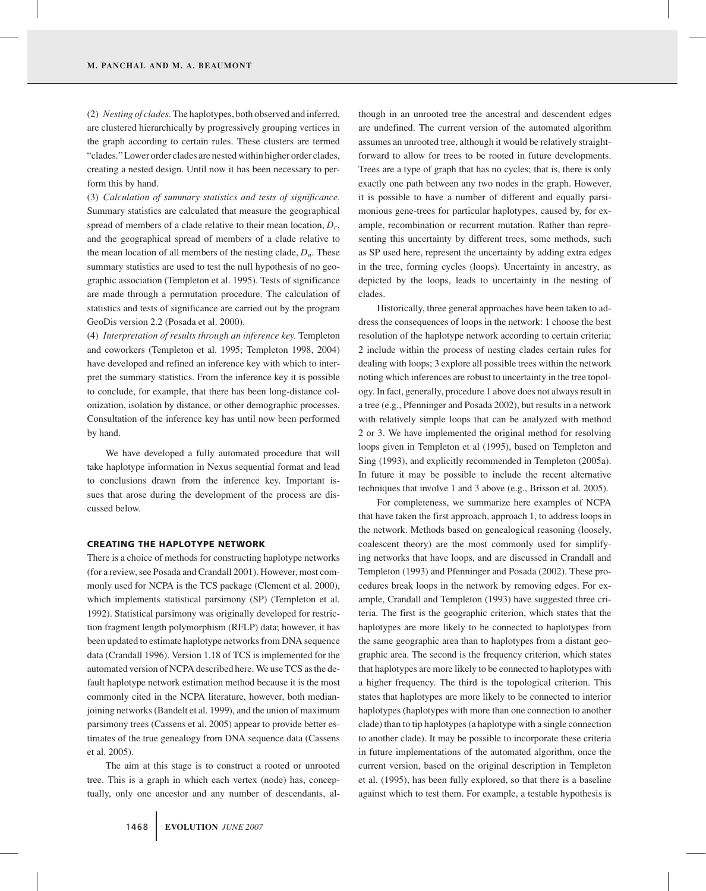(2) *Nesting of clades.* The haplotypes, both observed and inferred, are clustered hierarchically by progressively grouping vertices in the graph according to certain rules. These clusters are termed "clades." Lower order clades are nested within higher order clades, creating a nested design. Until now it has been necessary to perform this by hand.

(3) *Calculation of summary statistics and tests of significance.* Summary statistics are calculated that measure the geographical spread of members of a clade relative to their mean location, $D_c$, and the geographical spread of members of a clade relative to the mean location of all members of the nesting clade, $D_n$. These summary statistics are used to test the null hypothesis of no geographic association (Templeton et al. 1995). Tests of significance are made through a permutation procedure. The calculation of statistics and tests of significance are carried out by the program GeoDis version 2.2 (Posada et al. 2000).

(4) *Interpretation of results through an inference key.* Templeton and coworkers (Templeton et al. 1995; Templeton 1998, 2004) have developed and refined an inference key with which to interpret the summary statistics. From the inference key it is possible to conclude, for example, that there has been long-distance colonization, isolation by distance, or other demographic processes. Consultation of the inference key has until now been performed by hand.

We have developed a fully automated procedure that will take haplotype information in Nexus sequential format and lead to conclusions drawn from the inference key. Important issues that arose during the development of the process are discussed below.

## CREATING THE HAPLOTYPE NETWORK

There is a choice of methods for constructing haplotype networks (for a review, see Posada and Crandall 2001). However, most commonly used for NCPA is the TCS package (Clement et al. 2000), which implements statistical parsimony (SP) (Templeton et al. 1992). Statistical parsimony was originally developed for restriction fragment length polymorphism (RFLP) data; however, it has been updated to estimate haplotype networks from DNA sequence data (Crandall 1996). Version 1.18 of TCS is implemented for the automated version of NCPA described here. We use TCS as the default haplotype network estimation method because it is the most commonly cited in the NCPA literature, however, both median-joining networks (Bandelt et al. 1999), and the union of maximum parsimony trees (Cassens et al. 2005) appear to provide better estimates of the true genealogy from DNA sequence data (Cassens et al. 2005).

The aim at this stage is to construct a rooted or unrooted tree. This is a graph in which each vertex (node) has, conceptually, only one ancestor and any number of descendants, although in an unrooted tree the ancestral and descendent edges are undefined. The current version of the automated algorithm assumes an unrooted tree, although it would be relatively straightforward to allow for trees to be rooted in future developments. Trees are a type of graph that has no cycles; that is, there is only exactly one path between any two nodes in the graph. However, it is possible to have a number of different and equally parsimonious gene-trees for particular haplotypes, caused by, for example, recombination or recurrent mutation. Rather than representing this uncertainty by different trees, some methods, such as SP used here, represent the uncertainty by adding extra edges in the tree, forming cycles (loops). Uncertainty in ancestry, as depicted by the loops, leads to uncertainty in the nesting of clades.

Historically, three general approaches have been taken to address the consequences of loops in the network: 1 choose the best resolution of the haplotype network according to certain criteria; 2 include within the process of nesting clades certain rules for dealing with loops; 3 explore all possible trees within the network noting which inferences are robust to uncertainty in the tree topology. In fact, generally, procedure 1 above does not always result in a tree (e.g., Pfenninger and Posada 2002), but results in a network with relatively simple loops that can be analyzed with method 2 or 3. We have implemented the original method for resolving loops given in Templeton et al (1995), based on Templeton and Sing (1993), and explicitly recommended in Templeton (2005a). In future it may be possible to include the recent alternative techniques that involve 1 and 3 above (e.g., Brisson et al. 2005).

For completeness, we summarize here examples of NCPA that have taken the first approach, approach 1, to address loops in the network. Methods based on genealogical reasoning (loosely, coalescent theory) are the most commonly used for simplifying networks that have loops, and are discussed in Crandall and Templeton (1993) and Pfenninger and Posada (2002). These procedures break loops in the network by removing edges. For example, Crandall and Templeton (1993) have suggested three criteria. The first is the geographic criterion, which states that the haplotypes are more likely to be connected to haplotypes from the same geographic area than to haplotypes from a distant geographic area. The second is the frequency criterion, which states that haplotypes are more likely to be connected to haplotypes with a higher frequency. The third is the topological criterion. This states that haplotypes are more likely to be connected to interior haplotypes (haplotypes with more than one connection to another clade) than to tip haplotypes (a haplotype with a single connection to another clade). It may be possible to incorporate these criteria in future implementations of the automated algorithm, once the current version, based on the original description in Templeton et al. (1995), has been fully explored, so that there is a baseline against which to test them. For example, a testable hypothesis is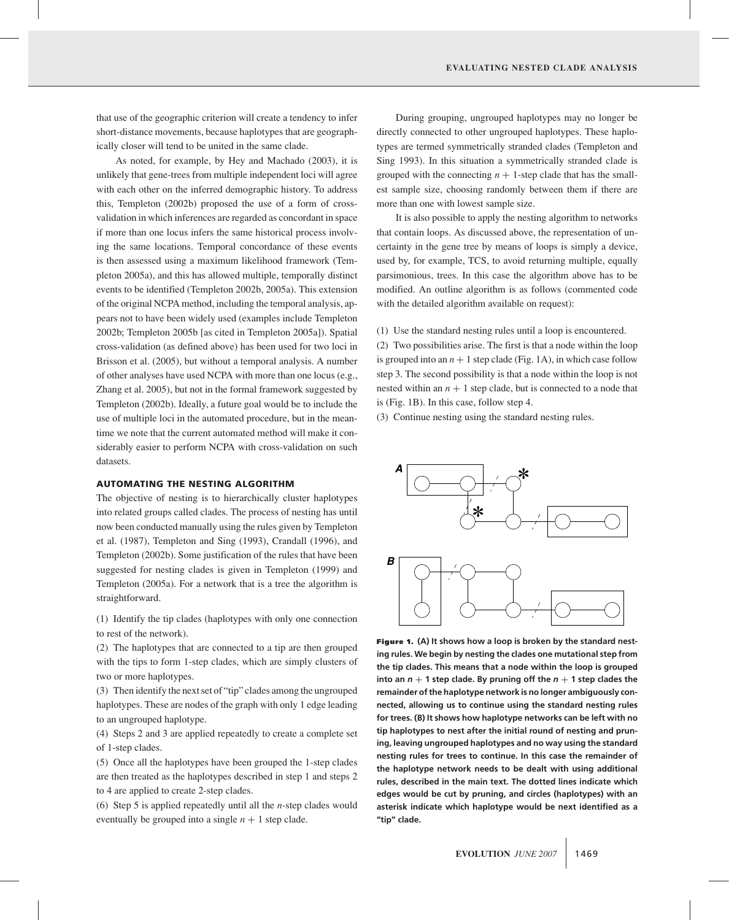that use of the geographic criterion will create a tendency to infer short-distance movements, because haplotypes that are geographically closer will tend to be united in the same clade.

As noted, for example, by Hey and Machado (2003), it is unlikely that gene-trees from multiple independent loci will agree with each other on the inferred demographic history. To address this, Templeton (2002b) proposed the use of a form of cross-validation in which inferences are regarded as concordant in space if more than one locus infers the same historical process involving the same locations. Temporal concordance of these events is then assessed using a maximum likelihood framework (Templeton 2005a), and this has allowed multiple, temporally distinct events to be identified (Templeton 2002b, 2005a). This extension of the original NCPA method, including the temporal analysis, appears not to have been widely used (examples include Templeton 2002b; Templeton 2005b [as cited in Templeton 2005a]). Spatial cross-validation (as defined above) has been used for two loci in Brisson et al. (2005), but without a temporal analysis. A number of other analyses have used NCPA with more than one locus (e.g., Zhang et al. 2005), but not in the formal framework suggested by Templeton (2002b). Ideally, a future goal would be to include the use of multiple loci in the automated procedure, but in the meantime we note that the current automated method will make it considerably easier to perform NCPA with cross-validation on such datasets.

## AUTOMATING THE NESTING ALGORITHM

The objective of nesting is to hierarchically cluster haplotypes into related groups called clades. The process of nesting has until now been conducted manually using the rules given by Templeton et al. (1987), Templeton and Sing (1993), Crandall (1996), and Templeton (2002b). Some justification of the rules that have been suggested for nesting clades is given in Templeton (1999) and Templeton (2005a). For a network that is a tree the algorithm is straightforward.

(1) Identify the tip clades (haplotypes with only one connection to rest of the network).

(2) The haplotypes that are connected to a tip are then grouped with the tips to form 1-step clades, which are simply clusters of two or more haplotypes.

(3) Then identify the next set of "tip" clades among the ungrouped haplotypes. These are nodes of the graph with only 1 edge leading to an ungrouped haplotype.

(4) Steps 2 and 3 are applied repeatedly to create a complete set of 1-step clades.

(5) Once all the haplotypes have been grouped the 1-step clades are then treated as the haplotypes described in step 1 and steps 2 to 4 are applied to create 2-step clades.

(6) Step 5 is applied repeatedly until all the $n$-step clades would eventually be grouped into a single $n + 1$ step clade.

During grouping, ungrouped haplotypes may no longer be directly connected to other ungrouped haplotypes. These haplotypes are termed symmetrically stranded clades (Templeton and Sing 1993). In this situation a symmetrically stranded clade is grouped with the connecting $n + 1$-step clade that has the smallest sample size, choosing randomly between them if there are more than one with lowest sample size.

It is also possible to apply the nesting algorithm to networks that contain loops. As discussed above, the representation of uncertainty in the gene tree by means of loops is simply a device, used by, for example, TCS, to avoid returning multiple, equally parsimonious, trees. In this case the algorithm above has to be modified. An outline algorithm is as follows (commented code with the detailed algorithm available on request):

(1) Use the standard nesting rules until a loop is encountered.

(2) Two possibilities arise. The first is that a node within the loop is grouped into an $n + 1$ step clade (Fig. 1A), in which case follow step 3. The second possibility is that a node within the loop is not nested within an $n + 1$ step clade, but is connected to a node that is (Fig. 1B). In this case, follow step 4.

(3) Continue nesting using the standard nesting rules.

**Figure 1.** **(A) It shows how a loop is broken by the standard nesting rules. We begin by nesting the clades one mutational step from the tip clades. This means that a node within the loop is grouped into an $n + 1$ step clade. By pruning off the $n + 1$ step clades the remainder of the haplotype network is no longer ambiguously connected, allowing us to continue using the standard nesting rules for trees. (B) It shows how haplotype networks can be left with no tip haplotypes to nest after the initial round of nesting and pruning, leaving ungrouped haplotypes and no way using the standard nesting rules for trees to continue. In this case the remainder of the haplotype network needs to be dealt with using additional rules, described in the main text. The dotted lines indicate which edges would be cut by pruning, and circles (haplotypes) with an asterisk indicate which haplotype would be next identified as a "tip" clade.**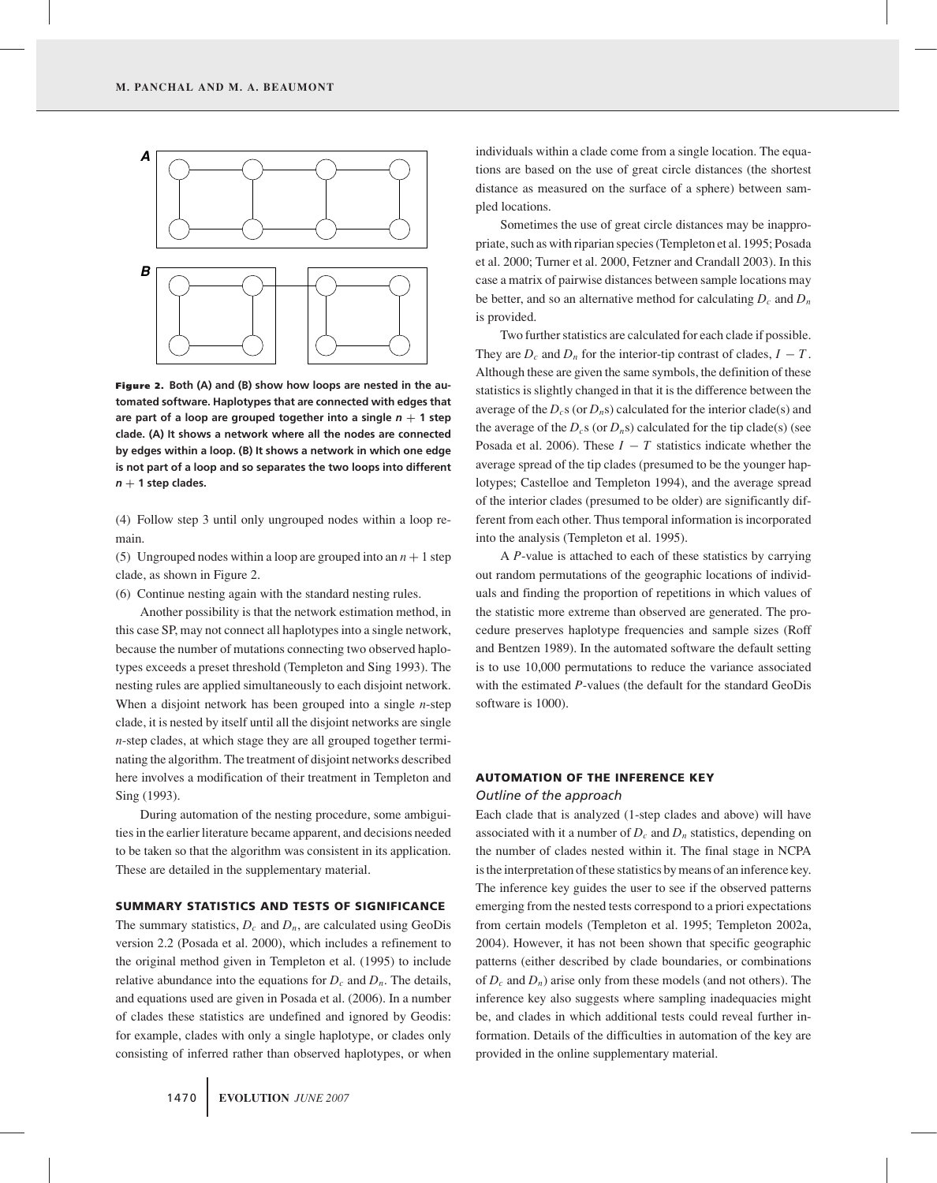**Figure 2.** **Both (A) and (B) show how loops are nested in the automated software. Haplotypes that are connected with edges that are part of a loop are grouped together into a single $n + 1$ step clade. (A) It shows a network where all the nodes are connected by edges within a loop. (B) It shows a network in which one edge is not part of a loop and so separates the two loops into different $n + 1$ step clades.**

(4) Follow step 3 until only ungrouped nodes within a loop remain.

(5) Ungrouped nodes within a loop are grouped into an $n + 1$ step clade, as shown in Figure 2.

(6) Continue nesting again with the standard nesting rules.

Another possibility is that the network estimation method, in this case SP, may not connect all haplotypes into a single network, because the number of mutations connecting two observed haplotypes exceeds a preset threshold (Templeton and Sing 1993). The nesting rules are applied simultaneously to each disjoint network. When a disjoint network has been grouped into a single $n$-step clade, it is nested by itself until all the disjoint networks are single $n$-step clades, at which stage they are all grouped together terminating the algorithm. The treatment of disjoint networks described here involves a modification of their treatment in Templeton and Sing (1993).

During automation of the nesting procedure, some ambiguities in the earlier literature became apparent, and decisions needed to be taken so that the algorithm was consistent in its application. These are detailed in the supplementary material.

## SUMMARY STATISTICS AND TESTS OF SIGNIFICANCE

The summary statistics, $D_c$ and $D_n$, are calculated using GeoDis version 2.2 (Posada et al. 2000), which includes a refinement to the original method given in Templeton et al. (1995) to include relative abundance into the equations for $D_c$ and $D_n$. The details, and equations used are given in Posada et al. (2006). In a number of clades these statistics are undefined and ignored by Geodis: for example, clades with only a single haplotype, or clades only consisting of inferred rather than observed haplotypes, or when individuals within a clade come from a single location. The equations are based on the use of great circle distances (the shortest distance as measured on the surface of a sphere) between sampled locations.

Sometimes the use of great circle distances may be inappropriate, such as with riparian species (Templeton et al. 1995; Posada et al. 2000; Turner et al. 2000, Fetzner and Crandall 2003). In this case a matrix of pairwise distances between sample locations may be better, and so an alternative method for calculating $D_c$ and $D_n$ is provided.

Two further statistics are calculated for each clade if possible. They are $D_c$ and $D_n$ for the interior-tip contrast of clades, $I - T$. Although these are given the same symbols, the definition of these statistics is slightly changed in that it is the difference between the average of the $D_c$s (or $D_n$s) calculated for the interior clade(s) and the average of the $D_c$s (or $D_n$s) calculated for the tip clade(s) (see Posada et al. 2006). These $I - T$ statistics indicate whether the average spread of the tip clades (presumed to be the younger haplotypes; Castelloe and Templeton 1994), and the average spread of the interior clades (presumed to be older) are significantly different from each other. Thus temporal information is incorporated into the analysis (Templeton et al. 1995).

A $P$-value is attached to each of these statistics by carrying out random permutations of the geographic locations of individuals and finding the proportion of repetitions in which values of the statistic more extreme than observed are generated. The procedure preserves haplotype frequencies and sample sizes (Roff and Bentzen 1989). In the automated software the default setting is to use 10,000 permutations to reduce the variance associated with the estimated $P$-values (the default for the standard GeoDis software is 1000).

## AUTOMATION OF THE INFERENCE KEY

### *Outline of the approach*

Each clade that is analyzed (1-step clades and above) will have associated with it a number of $D_c$ and $D_n$ statistics, depending on the number of clades nested within it. The final stage in NCPA is the interpretation of these statistics by means of an inference key. The inference key guides the user to see if the observed patterns emerging from the nested tests correspond to a priori expectations from certain models (Templeton et al. 1995; Templeton 2002a, 2004). However, it has not been shown that specific geographic patterns (either described by clade boundaries, or combinations of $D_c$ and $D_n$) arise only from these models (and not others). The inference key also suggests where sampling inadequacies might be, and clades in which additional tests could reveal further information. Details of the difficulties in automation of the key are provided in the online supplementary material.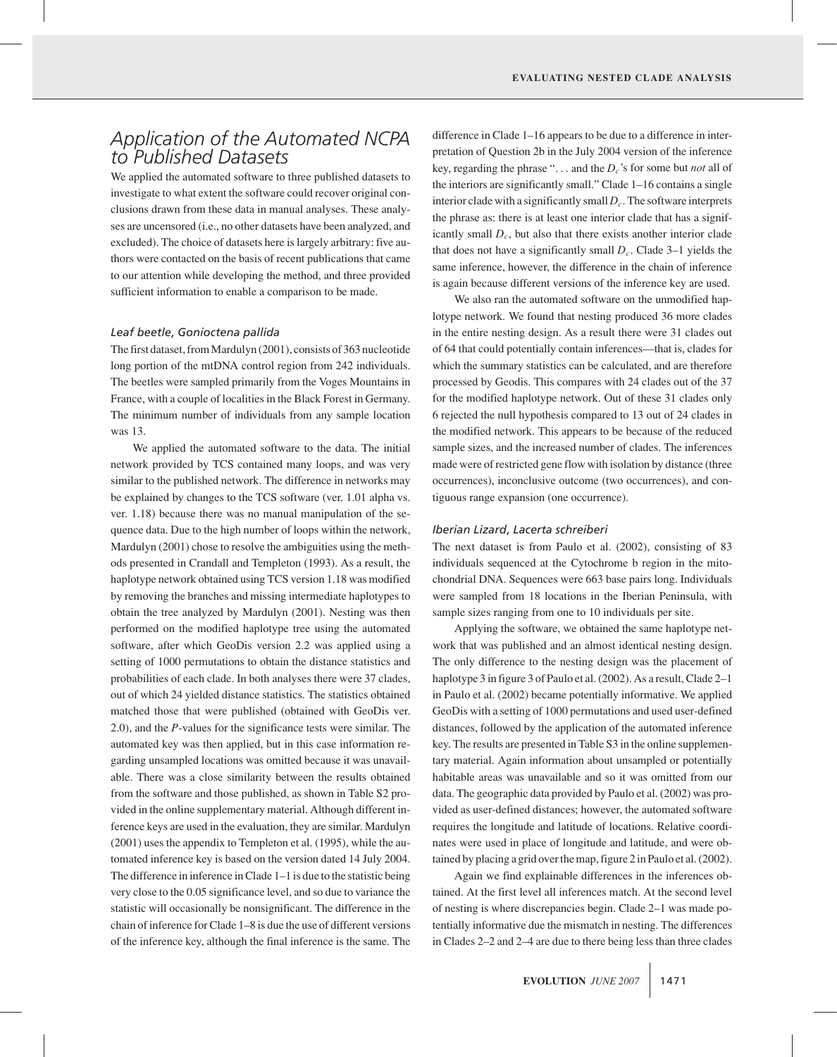## Application of the Automated NCPA to Published Datasets

We applied the automated software to three published datasets to investigate to what extent the software could recover original conclusions drawn from these data in manual analyses. These analyses are uncensored (i.e., no other datasets have been analyzed, and excluded). The choice of datasets here is largely arbitrary: five authors were contacted on the basis of recent publications that came to our attention while developing the method, and three provided sufficient information to enable a comparison to be made.

### Leaf beetle, *Gonioctena pallida*

The first dataset, from Mardulyn (2001), consists of 363 nucleotide long portion of the mtDNA control region from 242 individuals. The beetles were sampled primarily from the Voges Mountains in France, with a couple of localities in the Black Forest in Germany. The minimum number of individuals from any sample location was 13.

We applied the automated software to the data. The initial network provided by TCS contained many loops, and was very similar to the published network. The difference in networks may be explained by changes to the TCS software (ver. 1.01 alpha vs. ver. 1.18) because there was no manual manipulation of the sequence data. Due to the high number of loops within the network, Mardulyn (2001) chose to resolve the ambiguities using the methods presented in Crandall and Templeton (1993). As a result, the haplotype network obtained using TCS version 1.18 was modified by removing the branches and missing intermediate haplotypes to obtain the tree analyzed by Mardulyn (2001). Nesting was then performed on the modified haplotype tree using the automated software, after which GeoDis version 2.2 was applied using a setting of 1000 permutations to obtain the distance statistics and probabilities of each clade. In both analyses there were 37 clades, out of which 24 yielded distance statistics. The statistics obtained matched those that were published (obtained with GeoDis ver. 2.0), and the *P*-values for the significance tests were similar. The automated key was then applied, but in this case information regarding unsampled locations was omitted because it was unavailable. There was a close similarity between the results obtained from the software and those published, as shown in Table S2 provided in the online supplementary material. Although different inference keys are used in the evaluation, they are similar. Mardulyn (2001) uses the appendix to Templeton et al. (1995), while the automated inference key is based on the version dated 14 July 2004. The difference in inference in Clade 1–1 is due to the statistic being very close to the 0.05 significance level, and so due to variance the statistic will occasionally be nonsignificant. The difference in the chain of inference for Clade 1–8 is due the use of different versions of the inference key, although the final inference is the same. The difference in Clade 1–16 appears to be due to a difference in interpretation of Question 2b in the July 2004 version of the inference key, regarding the phrase "... and the $D_c$'s for some but *not* all of the interiors are significantly small." Clade 1–16 contains a single interior clade with a significantly small $D_c$. The software interprets the phrase as: there is at least one interior clade that has a significantly small $D_c$, but also that there exists another interior clade that does not have a significantly small $D_c$. Clade 3–1 yields the same inference, however, the difference in the chain of inference is again because different versions of the inference key are used.

We also ran the automated software on the unmodified haplotype network. We found that nesting produced 36 more clades in the entire nesting design. As a result there were 31 clades out of 64 that could potentially contain inferences—that is, clades for which the summary statistics can be calculated, and are therefore processed by Geodis. This compares with 24 clades out of the 37 for the modified haplotype network. Out of these 31 clades only 6 rejected the null hypothesis compared to 13 out of 24 clades in the modified network. This appears to be because of the reduced sample sizes, and the increased number of clades. The inferences made were of restricted gene flow with isolation by distance (three occurrences), inconclusive outcome (two occurrences), and contiguous range expansion (one occurrence).

### Iberian Lizard, *Lacerta schreiberi*

The next dataset is from Paulo et al. (2002), consisting of 83 individuals sequenced at the Cytochrome b region in the mitochondrial DNA. Sequences were 663 base pairs long. Individuals were sampled from 18 locations in the Iberian Peninsula, with sample sizes ranging from one to 10 individuals per site.

Applying the software, we obtained the same haplotype network that was published and an almost identical nesting design. The only difference to the nesting design was the placement of haplotype 3 in figure 3 of Paulo et al. (2002). As a result, Clade 2–1 in Paulo et al. (2002) became potentially informative. We applied GeoDis with a setting of 1000 permutations and used user-defined distances, followed by the application of the automated inference key. The results are presented in Table S3 in the online supplementary material. Again information about unsampled or potentially habitable areas was unavailable and so it was omitted from our data. The geographic data provided by Paulo et al. (2002) was provided as user-defined distances; however, the automated software requires the longitude and latitude of locations. Relative coordinates were used in place of longitude and latitude, and were obtained by placing a grid over the map, figure 2 in Paulo et al. (2002).

Again we find explainable differences in the inferences obtained. At the first level all inferences match. At the second level of nesting is where discrepancies begin. Clade 2–1 was made potentially informative due the mismatch in nesting. The differences in Clades 2–2 and 2–4 are due to there being less than three clades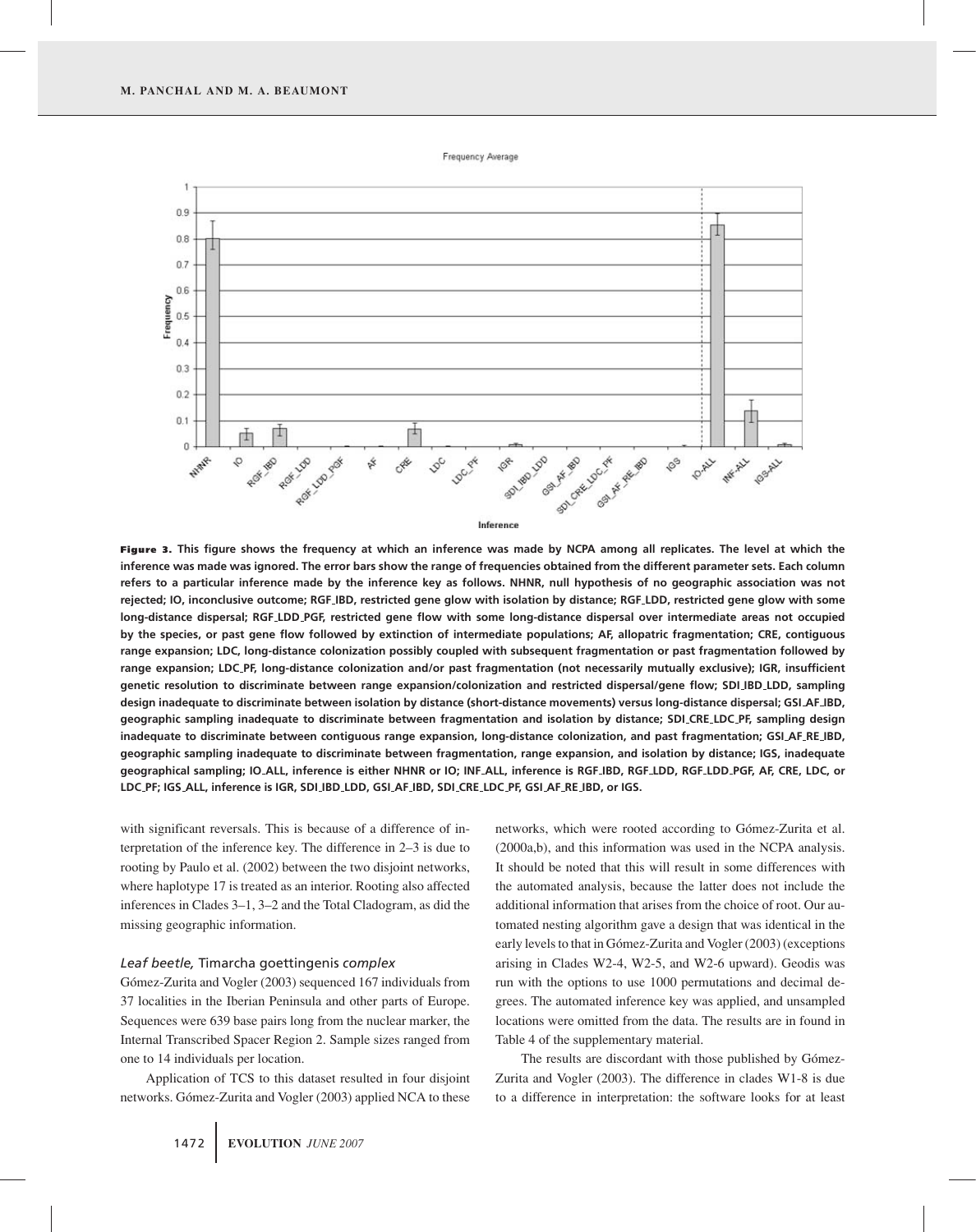**Figure 3.** This figure shows the frequency at which an inference was made by NCPA among all replicates. The level at which the inference was made was ignored. The error bars show the range of frequencies obtained from the different parameter sets. Each column refers to a particular inference made by the inference key as follows. NHNR, null hypothesis of no geographic association was not rejected; IO, inconclusive outcome; RGF_IBD, restricted gene glow with isolation by distance; RGF_LDD, restricted gene glow with some long-distance dispersal; RGF_LDD_PGF, restricted gene flow with some long-distance dispersal over intermediate areas not occupied by the species, or past gene flow followed by extinction of intermediate populations; AF, allopatric fragmentation; CRE, contiguous range expansion; LDC, long-distance colonization possibly coupled with subsequent fragmentation or past fragmentation followed by range expansion; LDC_PF, long-distance colonization and/or past fragmentation (not necessarily mutually exclusive); IGR, insufficient genetic resolution to discriminate between range expansion/colonization and restricted dispersal/gene flow; SDI_IBD_LDD, sampling design inadequate to discriminate between isolation by distance (short-distance movements) versus long-distance dispersal; GSI_AF_IBD, geographic sampling inadequate to discriminate between fragmentation and isolation by distance; SDI_CRE_LDC_PF, sampling design inadequate to discriminate between contiguous range expansion, long-distance colonization, and past fragmentation; GSI_AF_RE_IBD, geographic sampling inadequate to discriminate between fragmentation, range expansion, and isolation by distance; IGS, inadequate geographical sampling; IO_ALL, inference is either NHNR or IO; INF_ALL, inference is RGF_IBD, RGF_LDD, RGF_LDD_PGF, AF, CRE, LDC, or LDC_PF; IGS_ALL, inference is IGR, SDI_IBD_LDD, GSI_AF_IBD, SDI_CRE_LDC_PF, GSI_AF_RE_IBD, or IGS.

with significant reversals. This is because of a difference of interpretation of the inference key. The difference in 2–3 is due to rooting by Paulo et al. (2002) between the two disjoint networks, where haplotype 17 is treated as an interior. Rooting also affected inferences in Clades 3–1, 3–2 and the Total Cladogram, as did the missing geographic information.

### *Leaf beetle,* Timarcha goettingenis *complex*

Gómez-Zurita and Vogler (2003) sequenced 167 individuals from 37 localities in the Iberian Peninsula and other parts of Europe. Sequences were 639 base pairs long from the nuclear marker, the Internal Transcribed Spacer Region 2. Sample sizes ranged from one to 14 individuals per location.

Application of TCS to this dataset resulted in four disjoint networks. Gómez-Zurita and Vogler (2003) applied NCA to these networks, which were rooted according to Gómez-Zurita et al. (2000a,b), and this information was used in the NCPA analysis. It should be noted that this will result in some differences with the automated analysis, because the latter does not include the additional information that arises from the choice of root. Our automated nesting algorithm gave a design that was identical in the early levels to that in Gómez-Zurita and Vogler (2003) (exceptions arising in Clades W2-4, W2-5, and W2-6 upward). Geodis was run with the options to use 1000 permutations and decimal degrees. The automated inference key was applied, and unsampled locations were omitted from the data. The results are in found in Table 4 of the supplementary material.

The results are discordant with those published by Gómez-Zurita and Vogler (2003). The difference in clades W1-8 is due to a difference in interpretation: the software looks for at least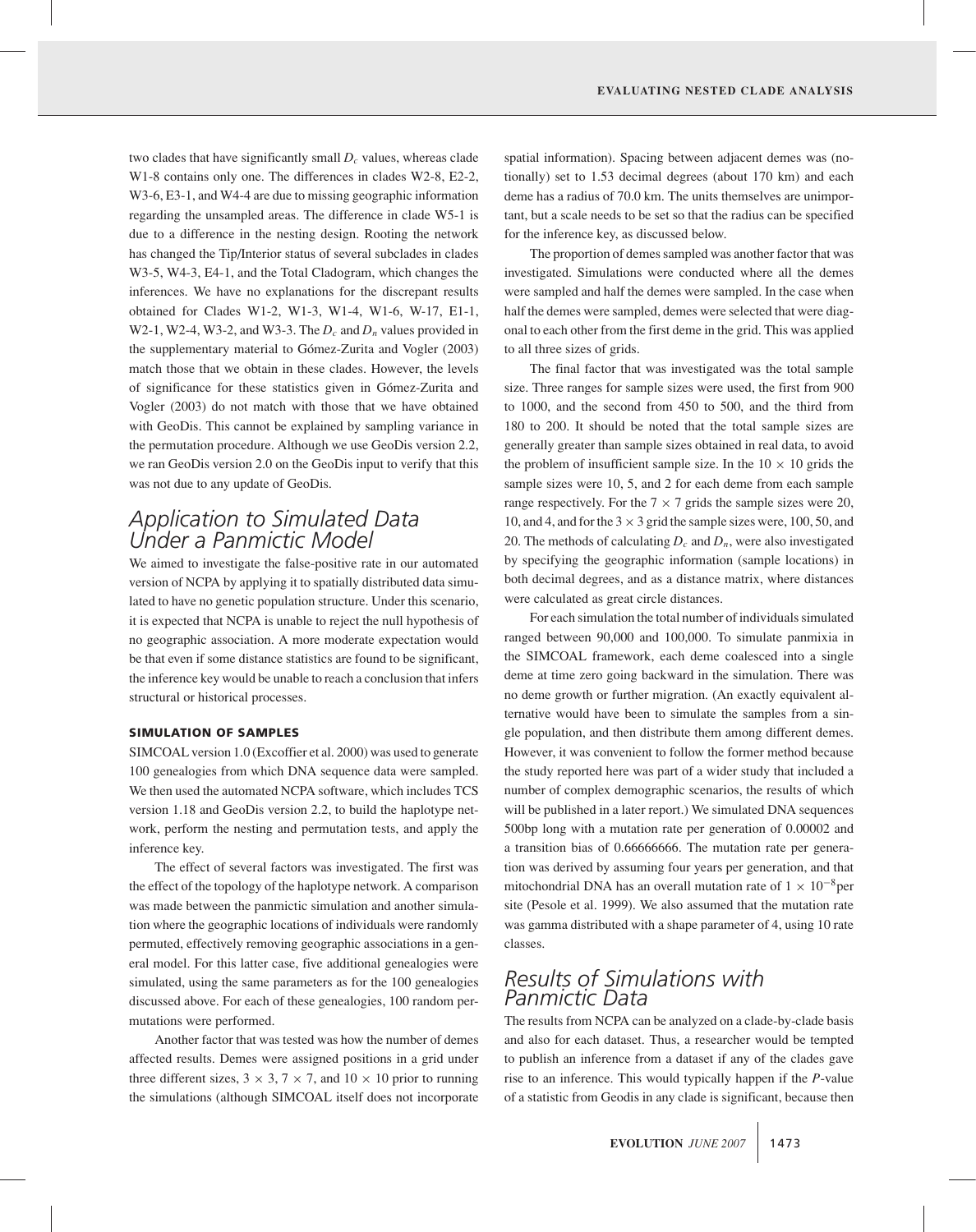two clades that have significantly small $D_c$ values, whereas clade W1-8 contains only one. The differences in clades W2-8, E2-2, W3-6, E3-1, and W4-4 are due to missing geographic information regarding the unsampled areas. The difference in clade W5-1 is due to a difference in the nesting design. Rooting the network has changed the Tip/Interior status of several subclades in clades W3-5, W4-3, E4-1, and the Total Cladogram, which changes the inferences. We have no explanations for the discrepant results obtained for Clades W1-2, W1-3, W1-4, W1-6, W-17, E1-1, W2-1, W2-4, W3-2, and W3-3. The $D_c$ and $D_n$ values provided in the supplementary material to Gómez-Zurita and Vogler (2003) match those that we obtain in these clades. However, the levels of significance for these statistics given in Gómez-Zurita and Vogler (2003) do not match with those that we have obtained with GeoDis. This cannot be explained by sampling variance in the permutation procedure. Although we use GeoDis version 2.2, we ran GeoDis version 2.0 on the GeoDis input to verify that this was not due to any update of GeoDis.

## Application to Simulated Data Under a Panmictic Model

We aimed to investigate the false-positive rate in our automated version of NCPA by applying it to spatially distributed data simulated to have no genetic population structure. Under this scenario, it is expected that NCPA is unable to reject the null hypothesis of no geographic association. A more moderate expectation would be that even if some distance statistics are found to be significant, the inference key would be unable to reach a conclusion that infers structural or historical processes.

### SIMULATION OF SAMPLES

SIMCOAL version 1.0 (Excoffier et al. 2000) was used to generate 100 genealogies from which DNA sequence data were sampled. We then used the automated NCPA software, which includes TCS version 1.18 and GeoDis version 2.2, to build the haplotype network, perform the nesting and permutation tests, and apply the inference key.

The effect of several factors was investigated. The first was the effect of the topology of the haplotype network. A comparison was made between the panmictic simulation and another simulation where the geographic locations of individuals were randomly permuted, effectively removing geographic associations in a general model. For this latter case, five additional genealogies were simulated, using the same parameters as for the 100 genealogies discussed above. For each of these genealogies, 100 random permutations were performed.

Another factor that was tested was how the number of demes affected results. Demes were assigned positions in a grid under three different sizes, $3 \times 3$, $7 \times 7$, and $10 \times 10$ prior to running the simulations (although SIMCOAL itself does not incorporate spatial information). Spacing between adjacent demes was (notionally) set to 1.53 decimal degrees (about 170 km) and each deme has a radius of 70.0 km. The units themselves are unimportant, but a scale needs to be set so that the radius can be specified for the inference key, as discussed below.

The proportion of demes sampled was another factor that was investigated. Simulations were conducted where all the demes were sampled and half the demes were sampled. In the case when half the demes were sampled, demes were selected that were diagonal to each other from the first deme in the grid. This was applied to all three sizes of grids.

The final factor that was investigated was the total sample size. Three ranges for sample sizes were used, the first from 900 to 1000, and the second from 450 to 500, and the third from 180 to 200. It should be noted that the total sample sizes are generally greater than sample sizes obtained in real data, to avoid the problem of insufficient sample size. In the $10 \times 10$ grids the sample sizes were 10, 5, and 2 for each deme from each sample range respectively. For the $7 \times 7$ grids the sample sizes were 20, 10, and 4, and for the $3 \times 3$ grid the sample sizes were, 100, 50, and 20. The methods of calculating $D_c$ and $D_n$, were also investigated by specifying the geographic information (sample locations) in both decimal degrees, and as a distance matrix, where distances were calculated as great circle distances.

For each simulation the total number of individuals simulated ranged between 90,000 and 100,000. To simulate panmixia in the SIMCOAL framework, each deme coalesced into a single deme at time zero going backward in the simulation. There was no deme growth or further migration. (An exactly equivalent alternative would have been to simulate the samples from a single population, and then distribute them among different demes. However, it was convenient to follow the former method because the study reported here was part of a wider study that included a number of complex demographic scenarios, the results of which will be published in a later report.) We simulated DNA sequences 500bp long with a mutation rate per generation of 0.00002 and a transition bias of 0.66666666. The mutation rate per generation was derived by assuming four years per generation, and that mitochondrial DNA has an overall mutation rate of $1 \times 10^{-8}$ per site (Pesole et al. 1999). We also assumed that the mutation rate was gamma distributed with a shape parameter of 4, using 10 rate classes.

## Results of Simulations with Panmictic Data

The results from NCPA can be analyzed on a clade-by-clade basis and also for each dataset. Thus, a researcher would be tempted to publish an inference from a dataset if any of the clades gave rise to an inference. This would typically happen if the *P*-value of a statistic from Geodis in any clade is significant, because then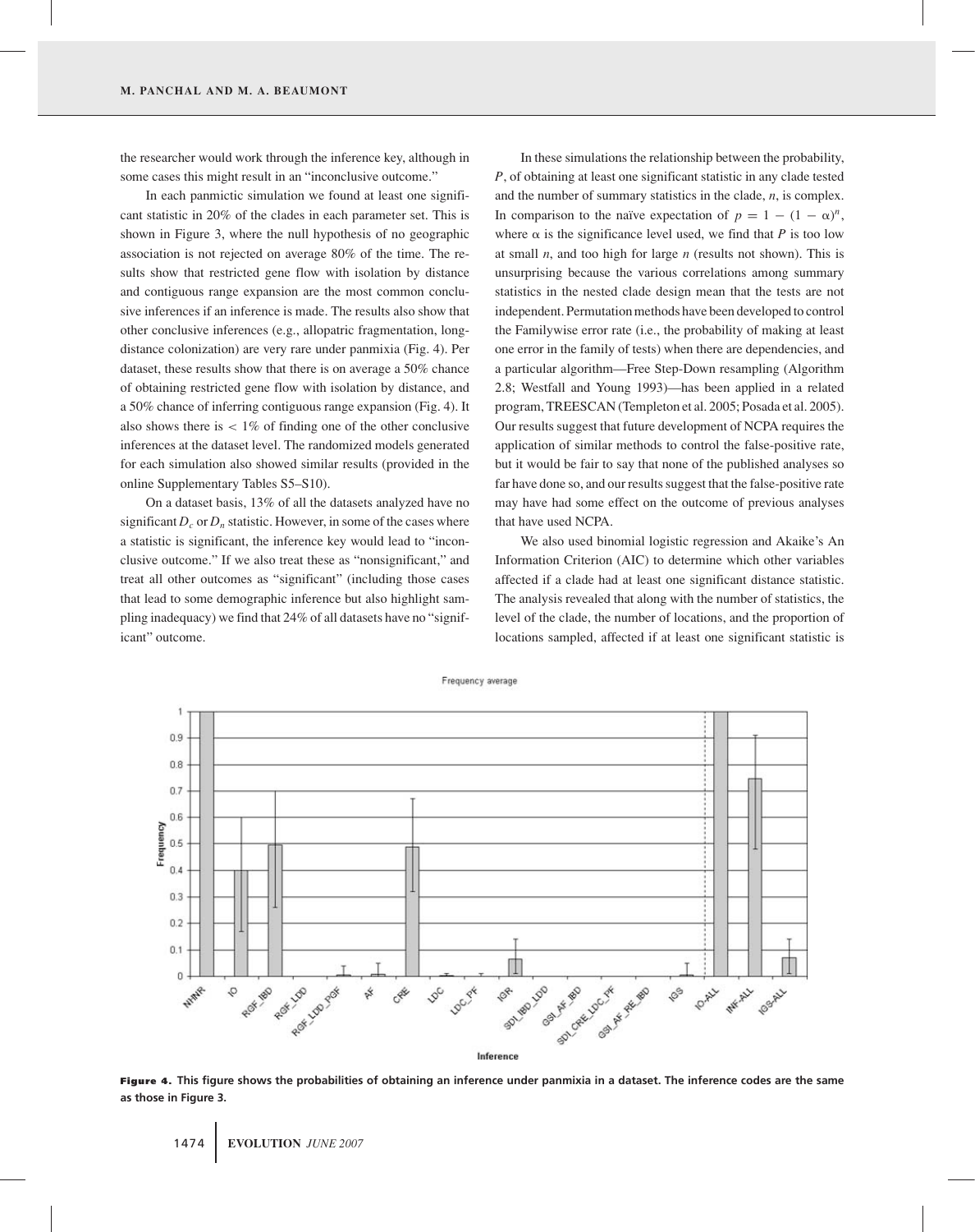the researcher would work through the inference key, although in some cases this might result in an "inconclusive outcome."

In each panmictic simulation we found at least one significant statistic in 20% of the clades in each parameter set. This is shown in Figure 3, where the null hypothesis of no geographic association is not rejected on average 80% of the time. The results show that restricted gene flow with isolation by distance and contiguous range expansion are the most common conclusive inferences if an inference is made. The results also show that other conclusive inferences (e.g., allopatric fragmentation, long-distance colonization) are very rare under panmixia (Fig. 4). Per dataset, these results show that there is on average a 50% chance of obtaining restricted gene flow with isolation by distance, and a 50% chance of inferring contiguous range expansion (Fig. 4). It also shows there is $< 1\%$ of finding one of the other conclusive inferences at the dataset level. The randomized models generated for each simulation also showed similar results (provided in the online Supplementary Tables S5–S10).

On a dataset basis, 13% of all the datasets analyzed have no significant $D_c$ or $D_n$ statistic. However, in some of the cases where a statistic is significant, the inference key would lead to "inconclusive outcome." If we also treat these as "nonsignificant," and treat all other outcomes as "significant" (including those cases that lead to some demographic inference but also highlight sampling inadequacy) we find that 24% of all datasets have no "significant" outcome.

In these simulations the relationship between the probability, $P$, of obtaining at least one significant statistic in any clade tested and the number of summary statistics in the clade, $n$, is complex. In comparison to the naïve expectation of $p = 1 - (1 - \alpha)^n$, where $\alpha$ is the significance level used, we find that $P$ is too low at small $n$, and too high for large $n$ (results not shown). This is unsurprising because the various correlations among summary statistics in the nested clade design mean that the tests are not independent. Permutation methods have been developed to control the Familywise error rate (i.e., the probability of making at least one error in the family of tests) when there are dependencies, and a particular algorithm—Free Step-Down resampling (Algorithm 2.8; Westfall and Young 1993)—has been applied in a related program, TREESCAN (Templeton et al. 2005; Posada et al. 2005). Our results suggest that future development of NCPA requires the application of similar methods to control the false-positive rate, but it would be fair to say that none of the published analyses so far have done so, and our results suggest that the false-positive rate may have had some effect on the outcome of previous analyses that have used NCPA.

We also used binomial logistic regression and Akaike's An Information Criterion (AIC) to determine which other variables affected if a clade had at least one significant distance statistic. The analysis revealed that along with the number of statistics, the level of the clade, the number of locations, and the proportion of locations sampled, affected if at least one significant statistic is

**Figure 4.** This figure shows the probabilities of obtaining an inference under panmixia in a dataset. The inference codes are the same as those in Figure 3.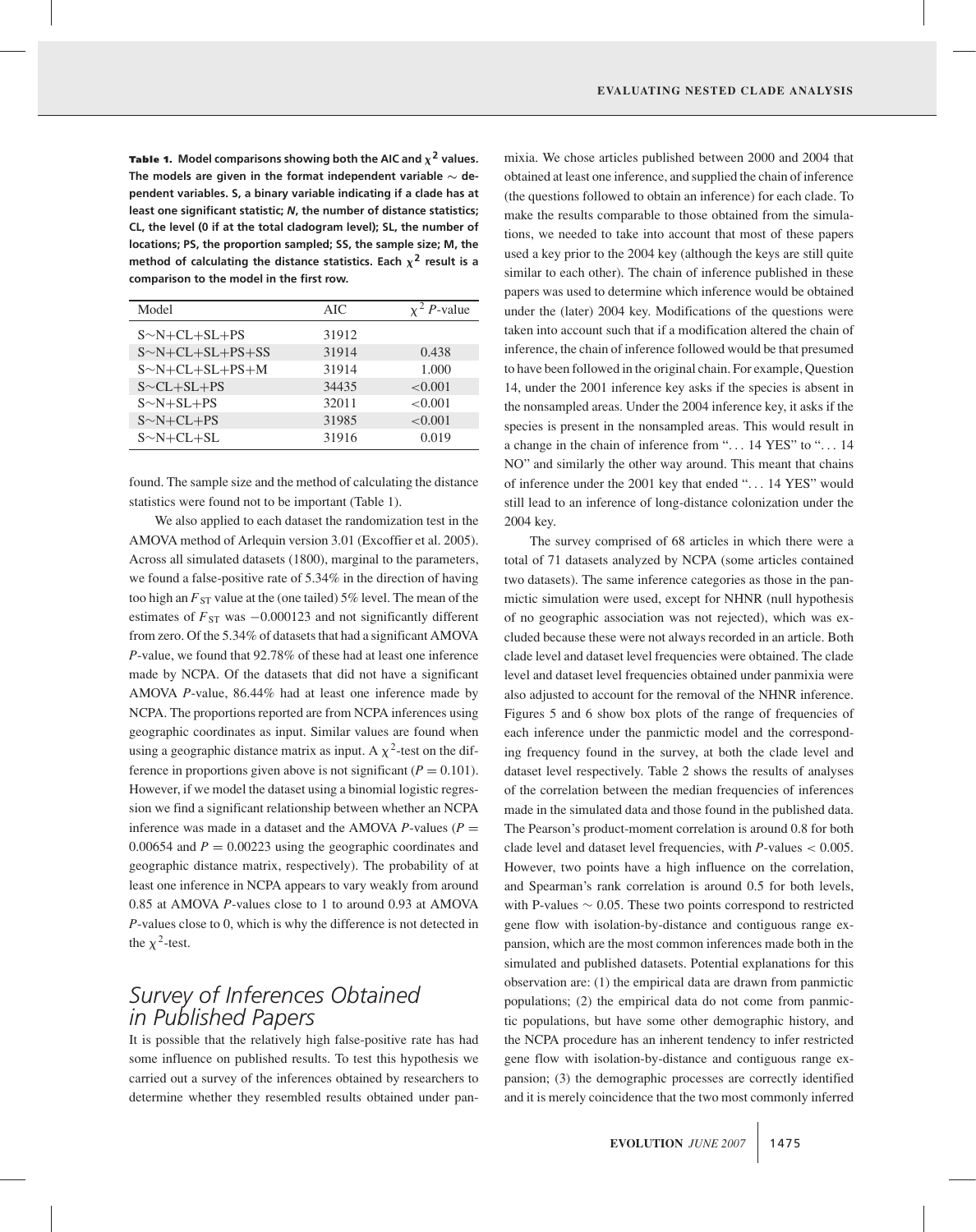**Table 1.** **Model comparisons showing both the AIC and $\chi^2$ values. The models are given in the format independent variable ∼ dependent variables. S, a binary variable indicating if a clade has at least one significant statistic; *N*, the number of distance statistics; CL, the level (0 if at the total cladogram level); SL, the number of locations; PS, the proportion sampled; SS, the sample size; M, the method of calculating the distance statistics. Each $\chi^2$ result is a comparison to the model in the first row.**

| Model | AIC | $\chi^2$ *P*-value |
|---|---|---|
| S∼N+CL+SL+PS | 31912 | |
| S∼N+CL+SL+PS+SS | 31914 | 0.438 |
| S∼N+CL+SL+PS+M | 31914 | 1.000 |
| S∼CL+SL+PS | 34435 | <0.001 |
| S∼N+SL+PS | 32011 | <0.001 |
| S∼N+CL+PS | 31985 | <0.001 |
| S∼N+CL+SL | 31916 | 0.019 |

found. The sample size and the method of calculating the distance statistics were found not to be important (Table 1).

We also applied to each dataset the randomization test in the AMOVA method of Arlequin version 3.01 (Excoffier et al. 2005). Across all simulated datasets (1800), marginal to the parameters, we found a false-positive rate of 5.34% in the direction of having too high an $F_{ST}$ value at the (one tailed) 5% level. The mean of the estimates of $F_{ST}$ was −0.000123 and not significantly different from zero. Of the 5.34% of datasets that had a significant AMOVA *P*-value, we found that 92.78% of these had at least one inference made by NCPA. Of the datasets that did not have a significant AMOVA *P*-value, 86.44% had at least one inference made by NCPA. The proportions reported are from NCPA inferences using geographic coordinates as input. Similar values are found when using a geographic distance matrix as input. A $\chi^2$-test on the difference in proportions given above is not significant ($P = 0.101$). However, if we model the dataset using a binomial logistic regression we find a significant relationship between whether an NCPA inference was made in a dataset and the AMOVA *P*-values ($P = 0.00654$ and $P = 0.00223$ using the geographic coordinates and geographic distance matrix, respectively). The probability of at least one inference in NCPA appears to vary weakly from around 0.85 at AMOVA *P*-values close to 1 to around 0.93 at AMOVA *P*-values close to 0, which is why the difference is not detected in the $\chi^2$-test.

## Survey of Inferences Obtained in Published Papers

It is possible that the relatively high false-positive rate has had some influence on published results. To test this hypothesis we carried out a survey of the inferences obtained by researchers to determine whether they resembled results obtained under panmixia. We chose articles published between 2000 and 2004 that obtained at least one inference, and supplied the chain of inference (the questions followed to obtain an inference) for each clade. To make the results comparable to those obtained from the simulations, we needed to take into account that most of these papers used a key prior to the 2004 key (although the keys are still quite similar to each other). The chain of inference published in these papers was used to determine which inference would be obtained under the (later) 2004 key. Modifications of the questions were taken into account such that if a modification altered the chain of inference, the chain of inference followed would be that presumed to have been followed in the original chain. For example, Question 14, under the 2001 inference key asks if the species is absent in the nonsampled areas. Under the 2004 inference key, it asks if the species is present in the nonsampled areas. This would result in a change in the chain of inference from "... 14 YES" to "... 14 NO" and similarly the other way around. This meant that chains of inference under the 2001 key that ended "... 14 YES" would still lead to an inference of long-distance colonization under the 2004 key.

The survey comprised of 68 articles in which there were a total of 71 datasets analyzed by NCPA (some articles contained two datasets). The same inference categories as those in the panmictic simulation were used, except for NHNR (null hypothesis of no geographic association was not rejected), which was excluded because these were not always recorded in an article. Both clade level and dataset level frequencies were obtained. The clade level and dataset level frequencies obtained under panmixia were also adjusted to account for the removal of the NHNR inference. Figures 5 and 6 show box plots of the range of frequencies of each inference under the panmictic model and the corresponding frequency found in the survey, at both the clade level and dataset level respectively. Table 2 shows the results of analyses of the correlation between the median frequencies of inferences made in the simulated data and those found in the published data. The Pearson's product-moment correlation is around 0.8 for both clade level and dataset level frequencies, with *P*-values < 0.005. However, two points have a high influence on the correlation, and Spearman's rank correlation is around 0.5 for both levels, with P-values ∼ 0.05. These two points correspond to restricted gene flow with isolation-by-distance and contiguous range expansion, which are the most common inferences made both in the simulated and published datasets. Potential explanations for this observation are: (1) the empirical data are drawn from panmictic populations; (2) the empirical data do not come from panmictic populations, but have some other demographic history, and the NCPA procedure has an inherent tendency to infer restricted gene flow with isolation-by-distance and contiguous range expansion; (3) the demographic processes are correctly identified and it is merely coincidence that the two most commonly inferred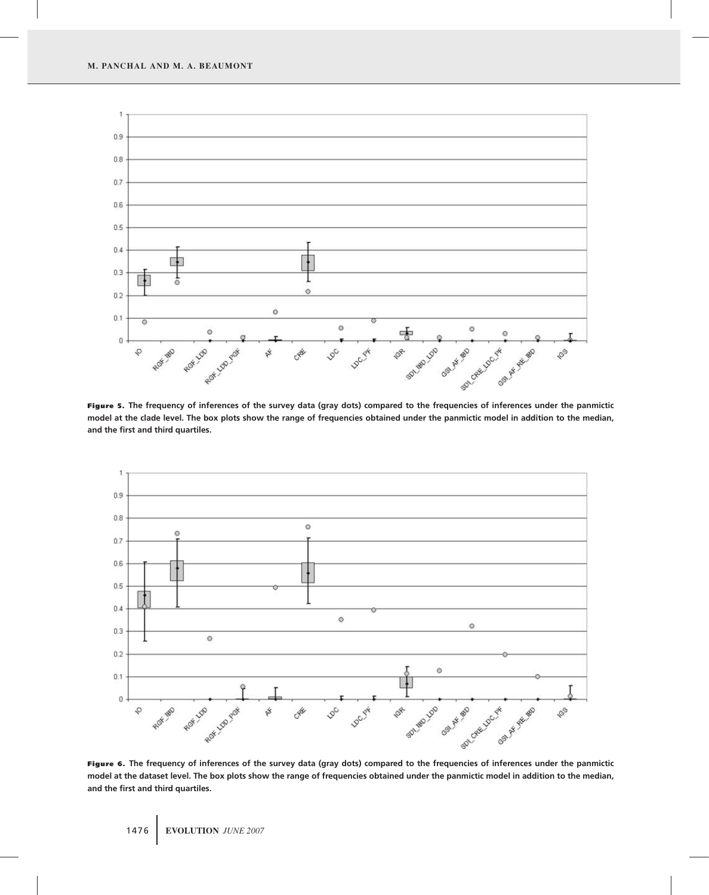**Figure 5.** The frequency of inferences of the survey data (gray dots) compared to the frequencies of inferences under the panmictic model at the clade level. The box plots show the range of frequencies obtained under the panmictic model in addition to the median, and the first and third quartiles.

**Figure 6.** The frequency of inferences of the survey data (gray dots) compared to the frequencies of inferences under the panmictic model at the dataset level. The box plots show the range of frequencies obtained under the panmictic model in addition to the median, and the first and third quartiles.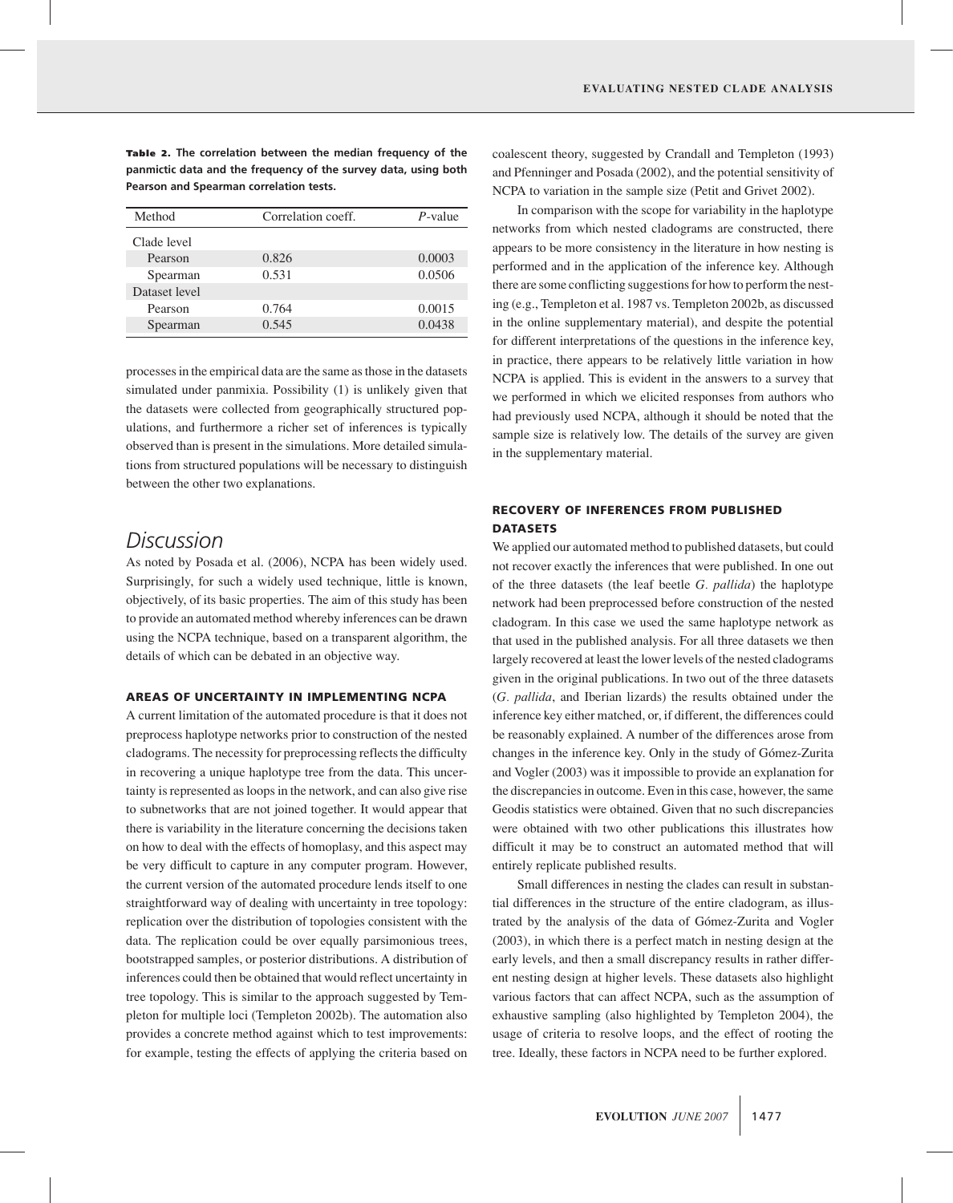**Table 2.** The correlation between the median frequency of the panmictic data and the frequency of the survey data, using both Pearson and Spearman correlation tests.

| Method | Correlation coeff. | *P*-value |
|---|---|---|
| Clade level | | |
| Pearson | 0.826 | 0.0003 |
| Spearman | 0.531 | 0.0506 |
| Dataset level | | |
| Pearson | 0.764 | 0.0015 |
| Spearman | 0.545 | 0.0438 |

processes in the empirical data are the same as those in the datasets simulated under panmixia. Possibility (1) is unlikely given that the datasets were collected from geographically structured populations, and furthermore a richer set of inferences is typically observed than is present in the simulations. More detailed simulations from structured populations will be necessary to distinguish between the other two explanations.

# Discussion

As noted by Posada et al. (2006), NCPA has been widely used. Surprisingly, for such a widely used technique, little is known, objectively, of its basic properties. The aim of this study has been to provide an automated method whereby inferences can be drawn using the NCPA technique, based on a transparent algorithm, the details of which can be debated in an objective way.

## AREAS OF UNCERTAINTY IN IMPLEMENTING NCPA

A current limitation of the automated procedure is that it does not preprocess haplotype networks prior to construction of the nested cladograms. The necessity for preprocessing reflects the difficulty in recovering a unique haplotype tree from the data. This uncertainty is represented as loops in the network, and can also give rise to subnetworks that are not joined together. It would appear that there is variability in the literature concerning the decisions taken on how to deal with the effects of homoplasy, and this aspect may be very difficult to capture in any computer program. However, the current version of the automated procedure lends itself to one straightforward way of dealing with uncertainty in tree topology: replication over the distribution of topologies consistent with the data. The replication could be over equally parsimonious trees, bootstrapped samples, or posterior distributions. A distribution of inferences could then be obtained that would reflect uncertainty in tree topology. This is similar to the approach suggested by Templeton for multiple loci (Templeton 2002b). The automation also provides a concrete method against which to test improvements: for example, testing the effects of applying the criteria based on coalescent theory, suggested by Crandall and Templeton (1993) and Pfenninger and Posada (2002), and the potential sensitivity of NCPA to variation in the sample size (Petit and Grivet 2002).

In comparison with the scope for variability in the haplotype networks from which nested cladograms are constructed, there appears to be more consistency in the literature in how nesting is performed and in the application of the inference key. Although there are some conflicting suggestions for how to perform the nesting (e.g., Templeton et al. 1987 vs. Templeton 2002b, as discussed in the online supplementary material), and despite the potential for different interpretations of the questions in the inference key, in practice, there appears to be relatively little variation in how NCPA is applied. This is evident in the answers to a survey that we performed in which we elicited responses from authors who had previously used NCPA, although it should be noted that the sample size is relatively low. The details of the survey are given in the supplementary material.

## RECOVERY OF INFERENCES FROM PUBLISHED DATASETS

We applied our automated method to published datasets, but could not recover exactly the inferences that were published. In one out of the three datasets (the leaf beetle *G. pallida*) the haplotype network had been preprocessed before construction of the nested cladogram. In this case we used the same haplotype network as that used in the published analysis. For all three datasets we then largely recovered at least the lower levels of the nested cladograms given in the original publications. In two out of the three datasets (*G. pallida*, and Iberian lizards) the results obtained under the inference key either matched, or, if different, the differences could be reasonably explained. A number of the differences arose from changes in the inference key. Only in the study of Gómez-Zurita and Vogler (2003) was it impossible to provide an explanation for the discrepancies in outcome. Even in this case, however, the same Geodis statistics were obtained. Given that no such discrepancies were obtained with two other publications this illustrates how difficult it may be to construct an automated method that will entirely replicate published results.

Small differences in nesting the clades can result in substantial differences in the structure of the entire cladogram, as illustrated by the analysis of the data of Gómez-Zurita and Vogler (2003), in which there is a perfect match in nesting design at the early levels, and then a small discrepancy results in rather different nesting design at higher levels. These datasets also highlight various factors that can affect NCPA, such as the assumption of exhaustive sampling (also highlighted by Templeton 2004), the usage of criteria to resolve loops, and the effect of rooting the tree. Ideally, these factors in NCPA need to be further explored.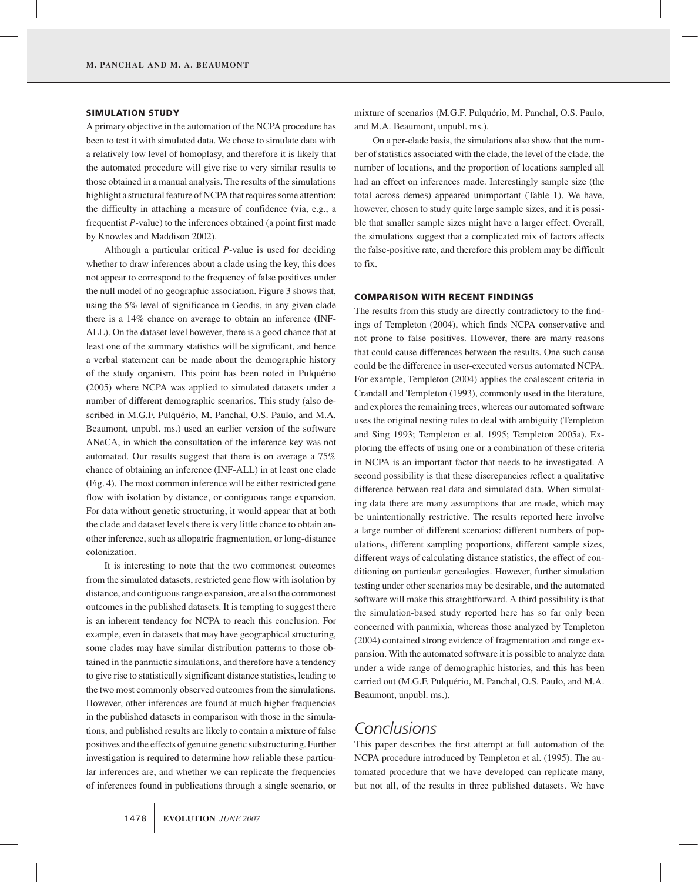### SIMULATION STUDY

A primary objective in the automation of the NCPA procedure has been to test it with simulated data. We chose to simulate data with a relatively low level of homoplasy, and therefore it is likely that the automated procedure will give rise to very similar results to those obtained in a manual analysis. The results of the simulations highlight a structural feature of NCPA that requires some attention: the difficulty in attaching a measure of confidence (via, e.g., a frequentist *P*-value) to the inferences obtained (a point first made by Knowles and Maddison 2002).

Although a particular critical *P*-value is used for deciding whether to draw inferences about a clade using the key, this does not appear to correspond to the frequency of false positives under the null model of no geographic association. Figure 3 shows that, using the 5% level of significance in Geodis, in any given clade there is a 14% chance on average to obtain an inference (INF-ALL). On the dataset level however, there is a good chance that at least one of the summary statistics will be significant, and hence a verbal statement can be made about the demographic history of the study organism. This point has been noted in Pulquério (2005) where NCPA was applied to simulated datasets under a number of different demographic scenarios. This study (also described in M.G.F. Pulquério, M. Panchal, O.S. Paulo, and M.A. Beaumont, unpubl. ms.) used an earlier version of the software ANeCA, in which the consultation of the inference key was not automated. Our results suggest that there is on average a 75% chance of obtaining an inference (INF-ALL) in at least one clade (Fig. 4). The most common inference will be either restricted gene flow with isolation by distance, or contiguous range expansion. For data without genetic structuring, it would appear that at both the clade and dataset levels there is very little chance to obtain another inference, such as allopatric fragmentation, or long-distance colonization.

It is interesting to note that the two commonest outcomes from the simulated datasets, restricted gene flow with isolation by distance, and contiguous range expansion, are also the commonest outcomes in the published datasets. It is tempting to suggest there is an inherent tendency for NCPA to reach this conclusion. For example, even in datasets that may have geographical structuring, some clades may have similar distribution patterns to those obtained in the panmictic simulations, and therefore have a tendency to give rise to statistically significant distance statistics, leading to the two most commonly observed outcomes from the simulations. However, other inferences are found at much higher frequencies in the published datasets in comparison with those in the simulations, and published results are likely to contain a mixture of false positives and the effects of genuine genetic substructuring. Further investigation is required to determine how reliable these particular inferences are, and whether we can replicate the frequencies of inferences found in publications through a single scenario, or mixture of scenarios (M.G.F. Pulquério, M. Panchal, O.S. Paulo, and M.A. Beaumont, unpubl. ms.).

On a per-clade basis, the simulations also show that the number of statistics associated with the clade, the level of the clade, the number of locations, and the proportion of locations sampled all had an effect on inferences made. Interestingly sample size (the total across demes) appeared unimportant (Table 1). We have, however, chosen to study quite large sample sizes, and it is possible that smaller sample sizes might have a larger effect. Overall, the simulations suggest that a complicated mix of factors affects the false-positive rate, and therefore this problem may be difficult to fix.

### COMPARISON WITH RECENT FINDINGS

The results from this study are directly contradictory to the findings of Templeton (2004), which finds NCPA conservative and not prone to false positives. However, there are many reasons that could cause differences between the results. One such cause could be the difference in user-executed versus automated NCPA. For example, Templeton (2004) applies the coalescent criteria in Crandall and Templeton (1993), commonly used in the literature, and explores the remaining trees, whereas our automated software uses the original nesting rules to deal with ambiguity (Templeton and Sing 1993; Templeton et al. 1995; Templeton 2005a). Exploring the effects of using one or a combination of these criteria in NCPA is an important factor that needs to be investigated. A second possibility is that these discrepancies reflect a qualitative difference between real data and simulated data. When simulating data there are many assumptions that are made, which may be unintentionally restrictive. The results reported here involve a large number of different scenarios: different numbers of populations, different sampling proportions, different sample sizes, different ways of calculating distance statistics, the effect of conditioning on particular genealogies. However, further simulation testing under other scenarios may be desirable, and the automated software will make this straightforward. A third possibility is that the simulation-based study reported here has so far only been concerned with panmixia, whereas those analyzed by Templeton (2004) contained strong evidence of fragmentation and range expansion. With the automated software it is possible to analyze data under a wide range of demographic histories, and this has been carried out (M.G.F. Pulquério, M. Panchal, O.S. Paulo, and M.A. Beaumont, unpubl. ms.).

## Conclusions

This paper describes the first attempt at full automation of the NCPA procedure introduced by Templeton et al. (1995). The automated procedure that we have developed can replicate many, but not all, of the results in three published datasets. We have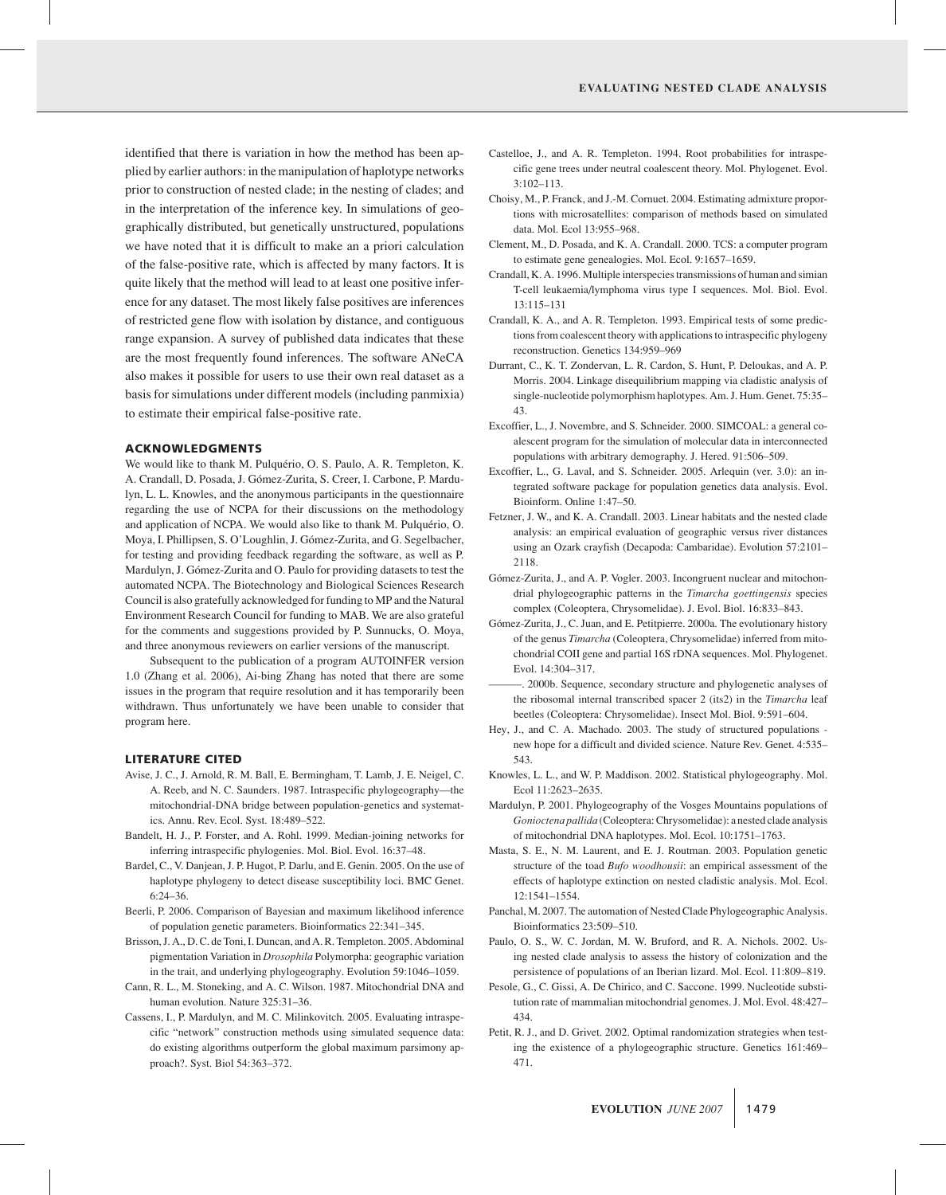identified that there is variation in how the method has been applied by earlier authors: in the manipulation of haplotype networks prior to construction of nested clade; in the nesting of clades; and in the interpretation of the inference key. In simulations of geographically distributed, but genetically unstructured, populations we have noted that it is difficult to make an a priori calculation of the false-positive rate, which is affected by many factors. It is quite likely that the method will lead to at least one positive inference for any dataset. The most likely false positives are inferences of restricted gene flow with isolation by distance, and contiguous range expansion. A survey of published data indicates that these are the most frequently found inferences. The software ANeCA also makes it possible for users to use their own real dataset as a basis for simulations under different models (including panmixia) to estimate their empirical false-positive rate.

## ACKNOWLEDGMENTS

We would like to thank M. Pulquério, O. S. Paulo, A. R. Templeton, K. A. Crandall, D. Posada, J. Gómez-Zurita, S. Creer, I. Carbone, P. Mardulyn, L. L. Knowles, and the anonymous participants in the questionnaire regarding the use of NCPA for their discussions on the methodology and application of NCPA. We would also like to thank M. Pulquério, O. Moya, I. Phillipsen, S. O'Loughlin, J. Gómez-Zurita, and G. Segelbacher, for testing and providing feedback regarding the software, as well as P. Mardulyn, J. Gómez-Zurita and O. Paulo for providing datasets to test the automated NCPA. The Biotechnology and Biological Sciences Research Council is also gratefully acknowledged for funding to MP and the Natural Environment Research Council for funding to MAB. We are also grateful for the comments and suggestions provided by P. Sunnucks, O. Moya, and three anonymous reviewers on earlier versions of the manuscript.

Subsequent to the publication of a program AUTOINFER version 1.0 (Zhang et al. 2006), Ai-bing Zhang has noted that there are some issues in the program that require resolution and it has temporarily been withdrawn. Thus unfortunately we have been unable to consider that program here.

## LITERATURE CITED

Avise, J. C., J. Arnold, R. M. Ball, E. Bermingham, T. Lamb, J. E. Neigel, C. A. Reeb, and N. C. Saunders. 1987. Intraspecific phylogeography—the mitochondrial-DNA bridge between population-genetics and systematics. Annu. Rev. Ecol. Syst. 18:489–522.

Bandelt, H. J., P. Forster, and A. Rohl. 1999. Median-joining networks for inferring intraspecific phylogenies. Mol. Biol. Evol. 16:37–48.

Bardel, C., V. Danjean, J. P. Hugot, P. Darlu, and E. Genin. 2005. On the use of haplotype phylogeny to detect disease susceptibility loci. BMC Genet. 6:24–36.

Beerli, P. 2006. Comparison of Bayesian and maximum likelihood inference of population genetic parameters. Bioinformatics 22:341–345.

Brisson, J. A., D. C. de Toni, I. Duncan, and A. R. Templeton. 2005. Abdominal pigmentation Variation in *Drosophila* Polymorpha: geographic variation in the trait, and underlying phylogeography. Evolution 59:1046–1059.

Cann, R. L., M. Stoneking, and A. C. Wilson. 1987. Mitochondrial DNA and human evolution. Nature 325:31–36.

Cassens, I., P. Mardulyn, and M. C. Milinkovitch. 2005. Evaluating intraspecific "network" construction methods using simulated sequence data: do existing algorithms outperform the global maximum parsimony approach?. Syst. Biol 54:363–372.

Castelloe, J., and A. R. Templeton. 1994. Root probabilities for intraspecific gene trees under neutral coalescent theory. Mol. Phylogenet. Evol. 3:102–113.

Choisy, M., P. Franck, and J.-M. Cornuet. 2004. Estimating admixture proportions with microsatellites: comparison of methods based on simulated data. Mol. Ecol 13:955–968.

Clement, M., D. Posada, and K. A. Crandall. 2000. TCS: a computer program to estimate gene genealogies. Mol. Ecol. 9:1657–1659.

Crandall, K. A. 1996. Multiple interspecies transmissions of human and simian T-cell leukaemia/lymphoma virus type I sequences. Mol. Biol. Evol. 13:115–131

Crandall, K. A., and A. R. Templeton. 1993. Empirical tests of some predictions from coalescent theory with applications to intraspecific phylogeny reconstruction. Genetics 134:959–969

Durrant, C., K. T. Zondervan, L. R. Cardon, S. Hunt, P. Deloukas, and A. P. Morris. 2004. Linkage disequilibrium mapping via cladistic analysis of single-nucleotide polymorphism haplotypes. Am. J. Hum. Genet. 75:35–43.

Excoffier, L., J. Novembre, and S. Schneider. 2000. SIMCOAL: a general coalescent program for the simulation of molecular data in interconnected populations with arbitrary demography. J. Hered. 91:506–509.

Excoffier, L., G. Laval, and S. Schneider. 2005. Arlequin (ver. 3.0): an integrated software package for population genetics data analysis. Evol. Bioinform. Online 1:47–50.

Fetzner, J. W., and K. A. Crandall. 2003. Linear habitats and the nested clade analysis: an empirical evaluation of geographic versus river distances using an Ozark crayfish (Decapoda: Cambaridae). Evolution 57:2101–2118.

Gómez-Zurita, J., and A. P. Vogler. 2003. Incongruent nuclear and mitochondrial phylogeographic patterns in the *Timarcha goettingensis* species complex (Coleoptera, Chrysomelidae). J. Evol. Biol. 16:833–843.

Gómez-Zurita, J., C. Juan, and E. Petitpierre. 2000a. The evolutionary history of the genus *Timarcha* (Coleoptera, Chrysomelidae) inferred from mitochondrial COII gene and partial 16S rDNA sequences. Mol. Phylogenet. Evol. 14:304–317.

———. 2000b. Sequence, secondary structure and phylogenetic analyses of the ribosomal internal transcribed spacer 2 (its2) in the *Timarcha* leaf beetles (Coleoptera: Chrysomelidae). Insect Mol. Biol. 9:591–604.

Hey, J., and C. A. Machado. 2003. The study of structured populations - new hope for a difficult and divided science. Nature Rev. Genet. 4:535–543.

Knowles, L. L., and W. P. Maddison. 2002. Statistical phylogeography. Mol. Ecol 11:2623–2635.

Mardulyn, P. 2001. Phylogeography of the Vosges Mountains populations of *Gonioctena pallida* (Coleoptera: Chrysomelidae): a nested clade analysis of mitochondrial DNA haplotypes. Mol. Ecol. 10:1751–1763.

Masta, S. E., N. M. Laurent, and E. J. Routman. 2003. Population genetic structure of the toad *Bufo woodhousii*: an empirical assessment of the effects of haplotype extinction on nested cladistic analysis. Mol. Ecol. 12:1541–1554.

Panchal, M. 2007. The automation of Nested Clade Phylogeographic Analysis. Bioinformatics 23:509–510.

Paulo, O. S., W. C. Jordan, M. W. Bruford, and R. A. Nichols. 2002. Using nested clade analysis to assess the history of colonization and the persistence of populations of an Iberian lizard. Mol. Ecol. 11:809–819.

Pesole, G., C. Gissi, A. De Chirico, and C. Saccone. 1999. Nucleotide substitution rate of mammalian mitochondrial genomes. J. Mol. Evol. 48:427–434.

Petit, R. J., and D. Grivet. 2002. Optimal randomization strategies when testing the existence of a phylogeographic structure. Genetics 161:469–471.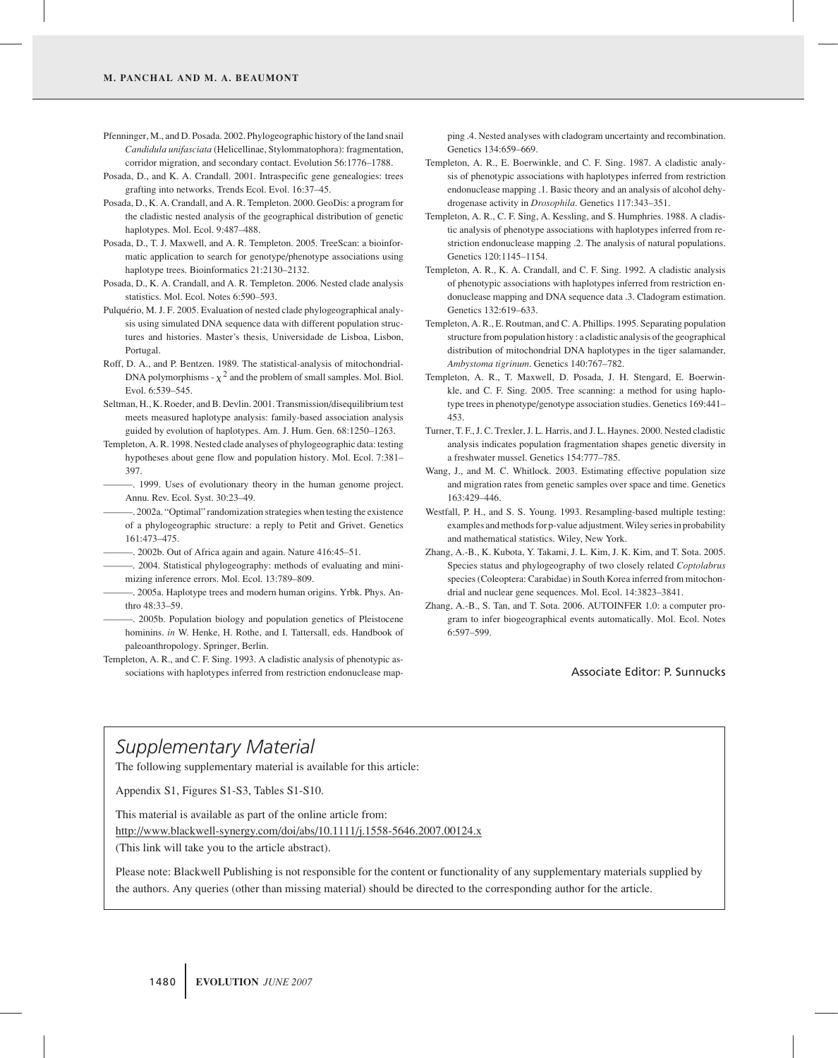Pfenninger, M., and D. Posada. 2002. Phylogeographic history of the land snail *Candidula unifasciata* (Helicellinae, Stylommatophora): fragmentation, corridor migration, and secondary contact. Evolution 56:1776–1788.

Posada, D., and K. A. Crandall. 2001. Intraspecific gene genealogies: trees grafting into networks. Trends Ecol. Evol. 16:37–45.

Posada, D., K. A. Crandall, and A. R. Templeton. 2000. GeoDis: a program for the cladistic nested analysis of the geographical distribution of genetic haplotypes. Mol. Ecol. 9:487–488.

Posada, D., T. J. Maxwell, and A. R. Templeton. 2005. TreeScan: a bioinformatic application to search for genotype/phenotype associations using haplotype trees. Bioinformatics 21:2130–2132.

Posada, D., K. A. Crandall, and A. R. Templeton. 2006. Nested clade analysis statistics. Mol. Ecol. Notes 6:590–593.

Pulquério, M. J. F. 2005. Evaluation of nested clade phylogeographical analysis using simulated DNA sequence data with different population structures and histories. Master's thesis, Universidade de Lisboa, Lisbon, Portugal.

Roff, D. A., and P. Bentzen. 1989. The statistical-analysis of mitochondrial-DNA polymorphisms - $\chi^2$ and the problem of small samples. Mol. Biol. Evol. 6:539–545.

Seltman, H., K. Roeder, and B. Devlin. 2001. Transmission/disequilibrium test meets measured haplotype analysis: family-based association analysis guided by evolution of haplotypes. Am. J. Hum. Gen. 68:1250–1263.

Templeton, A. R. 1998. Nested clade analyses of phylogeographic data: testing hypotheses about gene flow and population history. Mol. Ecol. 7:381–397.

———. 1999. Uses of evolutionary theory in the human genome project. Annu. Rev. Ecol. Syst. 30:23–49.

———. 2002a. "Optimal" randomization strategies when testing the existence of a phylogeographic structure: a reply to Petit and Grivet. Genetics 161:473–475.

———. 2002b. Out of Africa again and again. Nature 416:45–51.

———. 2004. Statistical phylogeography: methods of evaluating and minimizing inference errors. Mol. Ecol. 13:789–809.

———. 2005a. Haplotype trees and modern human origins. Yrbk. Phys. Anthro 48:33–59.

———. 2005b. Population biology and population genetics of Pleistocene hominins. *in* W. Henke, H. Rothe, and I. Tattersall, eds. Handbook of paleoanthropology. Springer, Berlin.

Templeton, A. R., and C. F. Sing. 1993. A cladistic analysis of phenotypic associations with haplotypes inferred from restriction endonuclease mapping .4. Nested analyses with cladogram uncertainty and recombination. Genetics 134:659–669.

Templeton, A. R., E. Boerwinkle, and C. F. Sing. 1987. A cladistic analysis of phenotypic associations with haplotypes inferred from restriction endonuclease mapping .1. Basic theory and an analysis of alcohol dehydrogenase activity in *Drosophila*. Genetics 117:343–351.

Templeton, A. R., C. F. Sing, A. Kessling, and S. Humphries. 1988. A cladistic analysis of phenotype associations with haplotypes inferred from restriction endonuclease mapping .2. The analysis of natural populations. Genetics 120:1145–1154.

Templeton, A. R., K. A. Crandall, and C. F. Sing. 1992. A cladistic analysis of phenotypic associations with haplotypes inferred from restriction endonuclease mapping and DNA sequence data .3. Cladogram estimation. Genetics 132:619–633.

Templeton, A. R., E. Routman, and C. A. Phillips. 1995. Separating population structure from population history: a cladistic analysis of the geographical distribution of mitochondrial DNA haplotypes in the tiger salamander, *Ambystoma tigrinum*. Genetics 140:767–782.

Templeton, A. R., T. Maxwell, D. Posada, J. H. Stengard, E. Boerwinkle, and C. F. Sing. 2005. Tree scanning: a method for using haplotype trees in phenotype/genotype association studies. Genetics 169:441–453.

Turner, T. F., J. C. Trexler, J. L. Harris, and J. L. Haynes. 2000. Nested cladistic analysis indicates population fragmentation shapes genetic diversity in a freshwater mussel. Genetics 154:777–785.

Wang, J., and M. C. Whitlock. 2003. Estimating effective population size and migration rates from genetic samples over space and time. Genetics 163:429–446.

Westfall, P. H., and S. S. Young. 1993. Resampling-based multiple testing: examples and methods for p-value adjustment. Wiley series in probability and mathematical statistics. Wiley, New York.

Zhang, A.-B., K. Kubota, Y. Takami, J. L. Kim, J. K. Kim, and T. Sota. 2005. Species status and phylogeography of two closely related *Coptolabrus* species (Coleoptera: Carabidae) in South Korea inferred from mitochondrial and nuclear gene sequences. Mol. Ecol. 14:3823–3841.

Zhang, A.-B., S. Tan, and T. Sota. 2006. AUTOINFER 1.0: a computer program to infer biogeographical events automatically. Mol. Ecol. Notes 6:597–599.

Associate Editor: P. Sunnucks

## *Supplementary Material*

The following supplementary material is available for this article:

Appendix S1, Figures S1-S3, Tables S1-S10.

This material is available as part of the online article from:
http://www.blackwell-synergy.com/doi/abs/10.1111/j.1558-5646.2007.00124.x
(This link will take you to the article abstract).

Please note: Blackwell Publishing is not responsible for the content or functionality of any supplementary materials supplied by the authors. Any queries (other than missing material) should be directed to the corresponding author for the article.